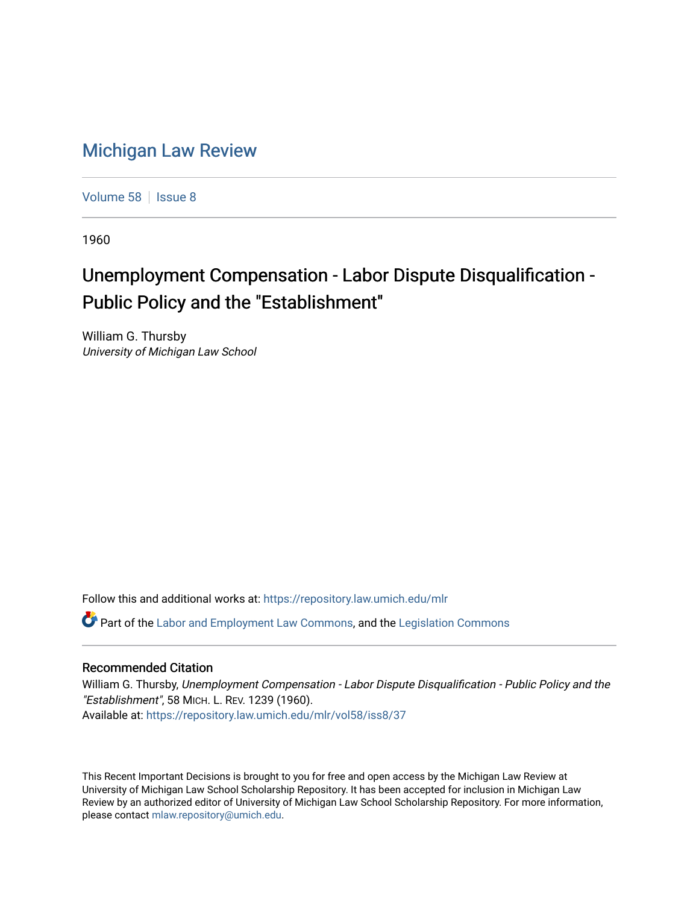# Michigan Law Review

Volume 58 | Issue 8

1960

## Unemployment Compensation - Labor Dispute Disqualification - Public Policy and the "Establishment"

William G. Thursby
*University of Michigan Law School*

Follow this and additional works at: https://repository.law.umich.edu/mlr

Part of the Labor and Employment Law Commons, and the Legislation Commons

### Recommended Citation

William G. Thursby, *Unemployment Compensation - Labor Dispute Disqualification - Public Policy and the "Establishment"*, 58 MICH. L. REV. 1239 (1960).
Available at: https://repository.law.umich.edu/mlr/vol58/iss8/37

This Recent Important Decisions is brought to you for free and open access by the Michigan Law Review at University of Michigan Law School Scholarship Repository. It has been accepted for inclusion in Michigan Law Review by an authorized editor of University of Michigan Law School Scholarship Repository. For more information, please contact mlaw.repository@umich.edu.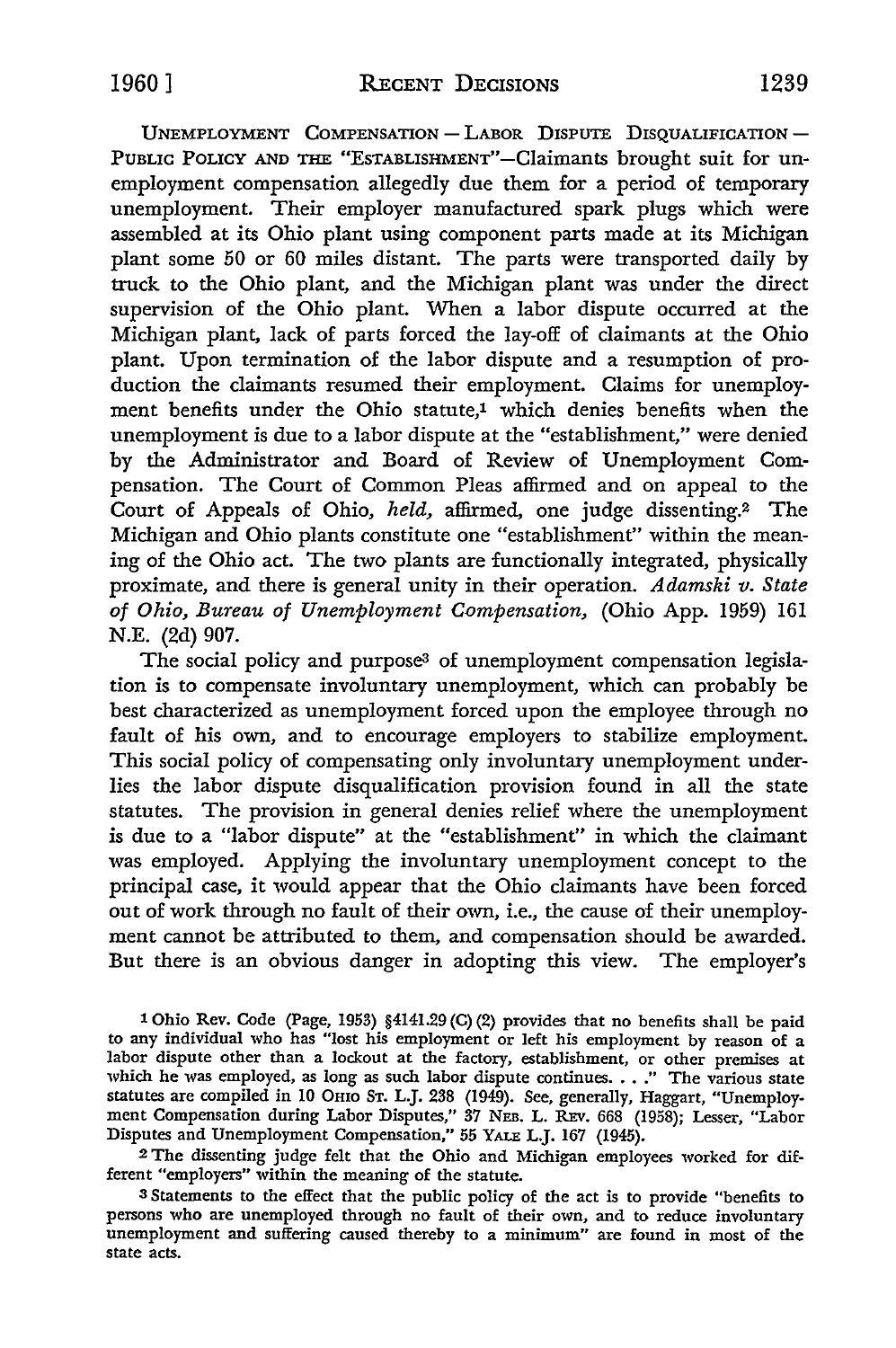UNEMPLOYMENT COMPENSATION — LABOR DISPUTE DISQUALIFICATION — PUBLIC POLICY AND THE "ESTABLISHMENT"—Claimants brought suit for unemployment compensation allegedly due them for a period of temporary unemployment. Their employer manufactured spark plugs which were assembled at its Ohio plant using component parts made at its Michigan plant some 50 or 60 miles distant. The parts were transported daily by truck to the Ohio plant, and the Michigan plant was under the direct supervision of the Ohio plant. When a labor dispute occurred at the Michigan plant, lack of parts forced the lay-off of claimants at the Ohio plant. Upon termination of the labor dispute and a resumption of production the claimants resumed their employment. Claims for unemployment benefits under the Ohio statute,[1] which denies benefits when the unemployment is due to a labor dispute at the "establishment," were denied by the Administrator and Board of Review of Unemployment Compensation. The Court of Common Pleas affirmed and on appeal to the Court of Appeals of Ohio, *held,* affirmed, one judge dissenting.[2] The Michigan and Ohio plants constitute one "establishment" within the meaning of the Ohio act. The two plants are functionally integrated, physically proximate, and there is general unity in their operation. *Adamski v. State of Ohio, Bureau of Unemployment Compensation,* (Ohio App. 1959) 161 N.E. (2d) 907.

The social policy and purpose[3] of unemployment compensation legislation is to compensate involuntary unemployment, which can probably be best characterized as unemployment forced upon the employee through no fault of his own, and to encourage employers to stabilize employment. This social policy of compensating only involuntary unemployment underlies the labor dispute disqualification provision found in all the state statutes. The provision in general denies relief where the unemployment is due to a "labor dispute" at the "establishment" in which the claimant was employed. Applying the involuntary unemployment concept to the principal case, it would appear that the Ohio claimants have been forced out of work through no fault of their own, i.e., the cause of their unemployment cannot be attributed to them, and compensation should be awarded. But there is an obvious danger in adopting this view. The employer's

[1] Ohio Rev. Code (Page, 1953) §4141.29 (C) (2) provides that no benefits shall be paid to any individual who has "lost his employment or left his employment by reason of a labor dispute other than a lockout at the factory, establishment, or other premises at which he was employed, as long as such labor dispute continues. . . ." The various state statutes are compiled in 10 OHIO ST. L.J. 238 (1949). See, generally, Haggart, "Unemployment Compensation during Labor Disputes," 37 NEB. L. REV. 668 (1958); Lesser, "Labor Disputes and Unemployment Compensation," 55 YALE L.J. 167 (1945).

[2] The dissenting judge felt that the Ohio and Michigan employees worked for different "employers" within the meaning of the statute.

[3] Statements to the effect that the public policy of the act is to provide "benefits to persons who are unemployed through no fault of their own, and to reduce involuntary unemployment and suffering caused thereby to a minimum" are found in most of the state acts.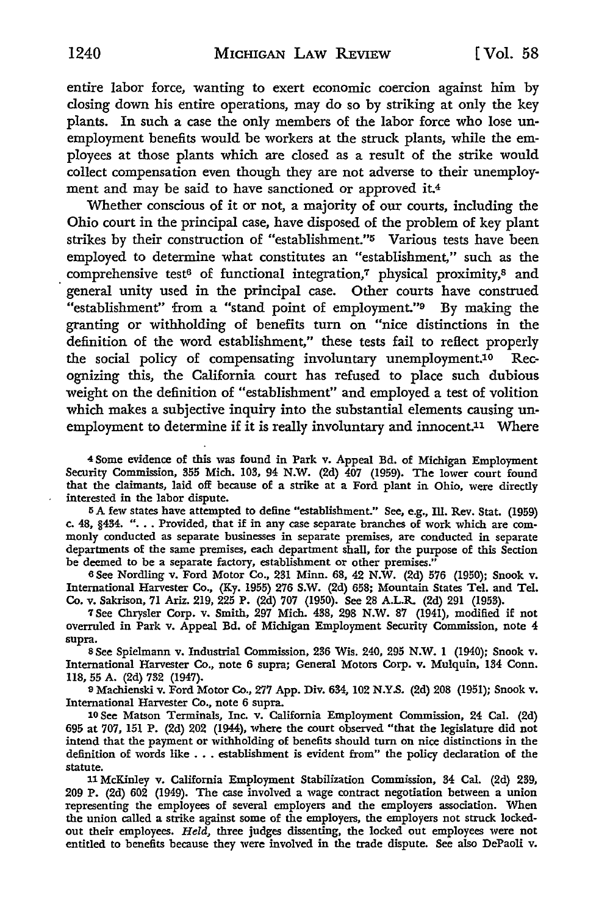entire labor force, wanting to exert economic coercion against him by closing down his entire operations, may do so by striking at only the key plants. In such a case the only members of the labor force who lose unemployment benefits would be workers at the struck plants, while the employees at those plants which are closed as a result of the strike would collect compensation even though they are not adverse to their unemployment and may be said to have sanctioned or approved it.[4]

Whether conscious of it or not, a majority of our courts, including the Ohio court in the principal case, have disposed of the problem of key plant strikes by their construction of "establishment."[5] Various tests have been employed to determine what constitutes an "establishment," such as the comprehensive test[6] of functional integration,[7] physical proximity,[8] and general unity used in the principal case. Other courts have construed "establishment" from a "stand point of employment."[9] By making the granting or withholding of benefits turn on "nice distinctions in the definition of the word establishment," these tests fail to reflect properly the social policy of compensating involuntary unemployment.[10] Recognizing this, the California court has refused to place such dubious weight on the definition of "establishment" and employed a test of volition which makes a subjective inquiry into the substantial elements causing unemployment to determine if it is really involuntary and innocent.[11] Where

[4] Some evidence of this was found in Park v. Appeal Bd. of Michigan Employment Security Commission, 355 Mich. 103, 94 N.W. (2d) 407 (1959). The lower court found that the claimants, laid off because of a strike at a Ford plant in Ohio, were directly interested in the labor dispute.

[5] A few states have attempted to define "establishment." See, e.g., Ill. Rev. Stat. (1959) c. 48, §434. ". . . Provided, that if in any case separate branches of work which are commonly conducted as separate businesses in separate premises, are conducted in separate departments of the same premises, each department shall, for the purpose of this Section be deemed to be a separate factory, establishment or other premises."

[6] See Nordling v. Ford Motor Co., 231 Minn. 68, 42 N.W. (2d) 576 (1950); Snook v. International Harvester Co., (Ky. 1955) 276 S.W. (2d) 658; Mountain States Tel. and Tel. Co. v. Sakrison, 71 Ariz. 219, 225 P. (2d) 707 (1950). See 28 A.L.R. (2d) 291 (1953).

[7] See Chrysler Corp. v. Smith, 297 Mich. 438, 298 N.W. 87 (1941), modified if not overruled in Park v. Appeal Bd. of Michigan Employment Security Commission, note 4 supra.

[8] See Spielmann v. Industrial Commission, 236 Wis. 240, 295 N.W. 1 (1940); Snook v. International Harvester Co., note 6 supra; General Motors Corp. v. Mulquin, 134 Conn. 118, 55 A. (2d) 732 (1947).

[9] Machienski v. Ford Motor Co., 277 App. Div. 634, 102 N.Y.S. (2d) 208 (1951); Snook v. International Harvester Co., note 6 supra.

[10] See Matson Terminals, Inc. v. California Employment Commission, 24 Cal. (2d) 695 at 707, 151 P. (2d) 202 (1944), where the court observed "that the legislature did not intend that the payment or withholding of benefits should turn on nice distinctions in the definition of words like . . . establishment is evident from" the policy declaration of the statute.

[11] McKinley v. California Employment Stabilization Commission, 34 Cal. (2d) 239, 209 P. (2d) 602 (1949). The case involved a wage contract negotiation between a union representing the employees of several employers and the employers association. When the union called a strike against some of the employers, the employers not struck locked-out their employees. *Held*, three judges dissenting, the locked out employees were not entitled to benefits because they were involved in the trade dispute. See also DePaoli v.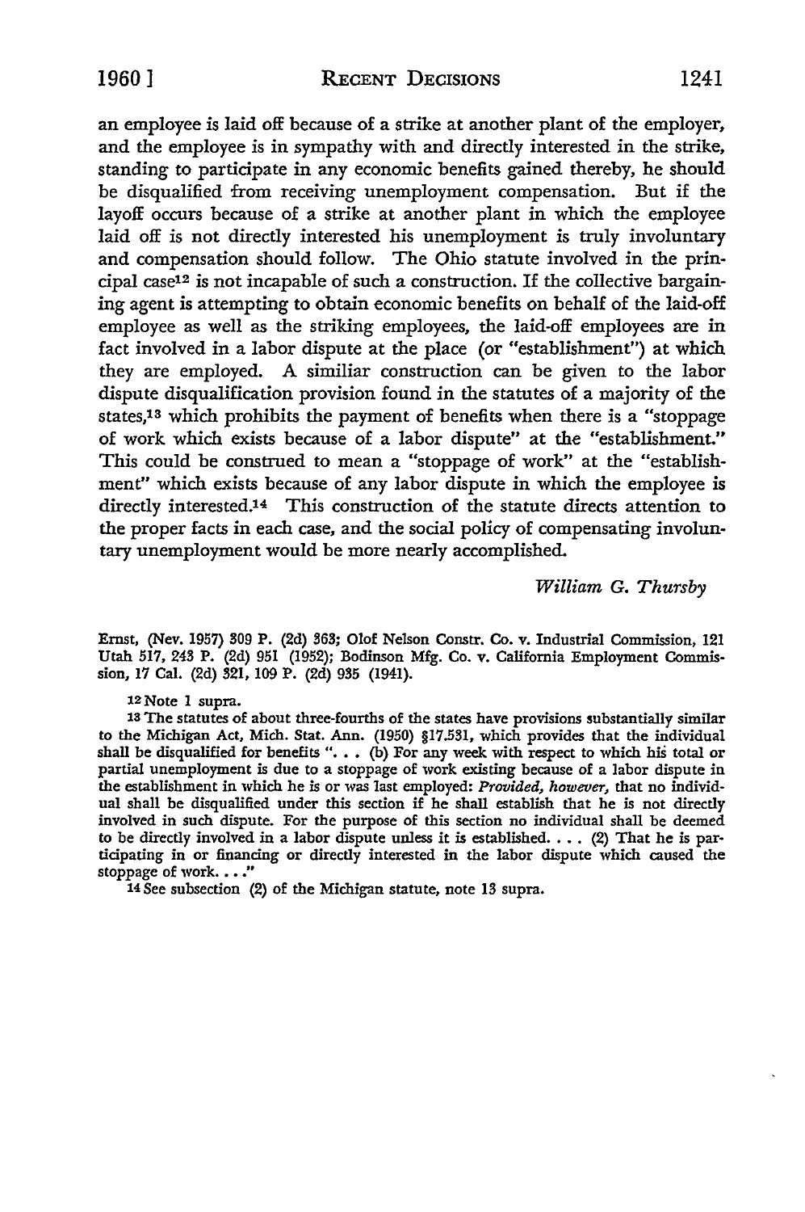an employee is laid off because of a strike at another plant of the employer, and the employee is in sympathy with and directly interested in the strike, standing to participate in any economic benefits gained thereby, he should be disqualified from receiving unemployment compensation. But if the layoff occurs because of a strike at another plant in which the employee laid off is not directly interested his unemployment is truly involuntary and compensation should follow. The Ohio statute involved in the principal case[12] is not incapable of such a construction. If the collective bargaining agent is attempting to obtain economic benefits on behalf of the laid-off employee as well as the striking employees, the laid-off employees are in fact involved in a labor dispute at the place (or "establishment") at which they are employed. A similiar construction can be given to the labor dispute disqualification provision found in the statutes of a majority of the states,[13] which prohibits the payment of benefits when there is a "stoppage of work which exists because of a labor dispute" at the "establishment." This could be construed to mean a "stoppage of work" at the "establishment" which exists because of any labor dispute in which the employee is directly interested.[14] This construction of the statute directs attention to the proper facts in each case, and the social policy of compensating involuntary unemployment would be more nearly accomplished.

*William G. Thursby*

Ernst, (Nev. 1957) 309 P. (2d) 363; Olof Nelson Constr. Co. v. Industrial Commission, 121 Utah 517, 243 P. (2d) 951 (1952); Bodinson Mfg. Co. v. California Employment Commission, 17 Cal. (2d) 321, 109 P. (2d) 935 (1941).

[12] Note 1 supra.

[13] The statutes of about three-fourths of the states have provisions substantially similar to the Michigan Act, Mich. Stat. Ann. (1950) §17.531, which provides that the individual shall be disqualified for benefits ". . . (b) For any week with respect to which his total or partial unemployment is due to a stoppage of work existing because of a labor dispute in the establishment in which he is or was last employed: *Provided, however,* that no individual shall be disqualified under this section if he shall establish that he is not directly involved in such dispute. For the purpose of this section no individual shall be deemed to be directly involved in a labor dispute unless it is established. . . . (2) That he is participating in or financing or directly interested in the labor dispute which caused the stoppage of work. . . ."

[14] See subsection (2) of the Michigan statute, note 13 supra.